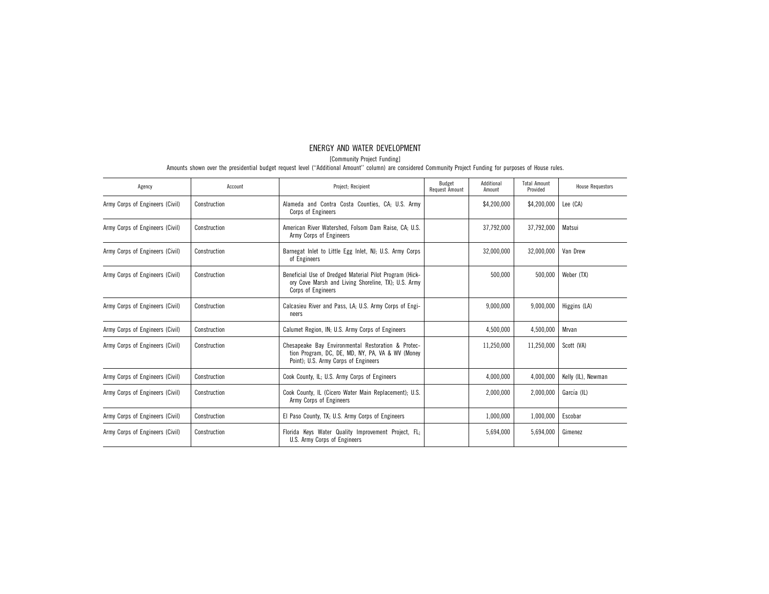# ENERGY AND WATER DEVELOPMENT

[Community Project Funding]

Amounts shown over the presidential budget request level (''Additional Amount'' column) are considered Community Project Funding for purposes of House rules.

| Agency | Account | Project; Recipient | Budget Request Amount | Additional Amount | Total Amount Provided | House Requestors |
|---|---|---|---|---|---|---|
| Army Corps of Engineers (Civil) | Construction | Alameda and Contra Costa Counties, CA; U.S. Army Corps of Engineers | | $4,200,000 | $4,200,000 | Lee (CA) |
| Army Corps of Engineers (Civil) | Construction | American River Watershed, Folsom Dam Raise, CA; U.S. Army Corps of Engineers | | 37,792,000 | 37,792,000 | Matsui |
| Army Corps of Engineers (Civil) | Construction | Barnegat Inlet to Little Egg Inlet, NJ; U.S. Army Corps of Engineers | | 32,000,000 | 32,000,000 | Van Drew |
| Army Corps of Engineers (Civil) | Construction | Beneficial Use of Dredged Material Pilot Program (Hickory Cove Marsh and Living Shoreline, TX); U.S. Army Corps of Engineers | | 500,000 | 500,000 | Weber (TX) |
| Army Corps of Engineers (Civil) | Construction | Calcasieu River and Pass, LA; U.S. Army Corps of Engineers | | 9,000,000 | 9,000,000 | Higgins (LA) |
| Army Corps of Engineers (Civil) | Construction | Calumet Region, IN; U.S. Army Corps of Engineers | | 4,500,000 | 4,500,000 | Mrvan |
| Army Corps of Engineers (Civil) | Construction | Chesapeake Bay Environmental Restoration & Protection Program, DC, DE, MD, NY, PA, VA & WV (Money Point); U.S. Army Corps of Engineers | | 11,250,000 | 11,250,000 | Scott (VA) |
| Army Corps of Engineers (Civil) | Construction | Cook County, IL; U.S. Army Corps of Engineers | | 4,000,000 | 4,000,000 | Kelly (IL), Newman |
| Army Corps of Engineers (Civil) | Construction | Cook County, IL (Cicero Water Main Replacement); U.S. Army Corps of Engineers | | 2,000,000 | 2,000,000 | García (IL) |
| Army Corps of Engineers (Civil) | Construction | El Paso County, TX; U.S. Army Corps of Engineers | | 1,000,000 | 1,000,000 | Escobar |
| Army Corps of Engineers (Civil) | Construction | Florida Keys Water Quality Improvement Project, FL; U.S. Army Corps of Engineers | | 5,694,000 | 5,694,000 | Gimenez |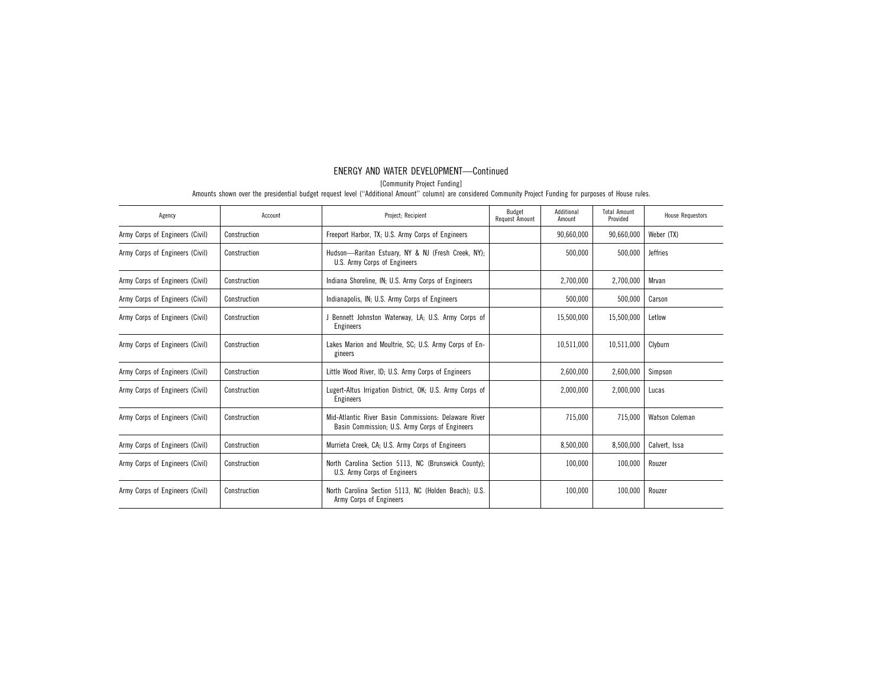# ENERGY AND WATER DEVELOPMENT—Continued

[Community Project Funding]

Amounts shown over the presidential budget request level (''Additional Amount'' column) are considered Community Project Funding for purposes of House rules.

| Agency | Account | Project; Recipient | Budget Request Amount | Additional Amount | Total Amount Provided | House Requestors |
|---|---|---|---|---|---|---|
| Army Corps of Engineers (Civil) | Construction | Freeport Harbor, TX; U.S. Army Corps of Engineers | | 90,660,000 | 90,660,000 | Weber (TX) |
| Army Corps of Engineers (Civil) | Construction | Hudson—Raritan Estuary, NY & NJ (Fresh Creek, NY); U.S. Army Corps of Engineers | | 500,000 | 500,000 | Jeffries |
| Army Corps of Engineers (Civil) | Construction | Indiana Shoreline, IN; U.S. Army Corps of Engineers | | 2,700,000 | 2,700,000 | Mrvan |
| Army Corps of Engineers (Civil) | Construction | Indianapolis, IN; U.S. Army Corps of Engineers | | 500,000 | 500,000 | Carson |
| Army Corps of Engineers (Civil) | Construction | J Bennett Johnston Waterway, LA; U.S. Army Corps of Engineers | | 15,500,000 | 15,500,000 | Letlow |
| Army Corps of Engineers (Civil) | Construction | Lakes Marion and Moultrie, SC; U.S. Army Corps of Engineers | | 10,511,000 | 10,511,000 | Clyburn |
| Army Corps of Engineers (Civil) | Construction | Little Wood River, ID; U.S. Army Corps of Engineers | | 2,600,000 | 2,600,000 | Simpson |
| Army Corps of Engineers (Civil) | Construction | Lugert-Altus Irrigation District, OK; U.S. Army Corps of Engineers | | 2,000,000 | 2,000,000 | Lucas |
| Army Corps of Engineers (Civil) | Construction | Mid-Atlantic River Basin Commissions: Delaware River Basin Commission; U.S. Army Corps of Engineers | | 715,000 | 715,000 | Watson Coleman |
| Army Corps of Engineers (Civil) | Construction | Murrieta Creek, CA; U.S. Army Corps of Engineers | | 8,500,000 | 8,500,000 | Calvert, Issa |
| Army Corps of Engineers (Civil) | Construction | North Carolina Section 5113, NC (Brunswick County); U.S. Army Corps of Engineers | | 100,000 | 100,000 | Rouzer |
| Army Corps of Engineers (Civil) | Construction | North Carolina Section 5113, NC (Holden Beach); U.S. Army Corps of Engineers | | 100,000 | 100,000 | Rouzer |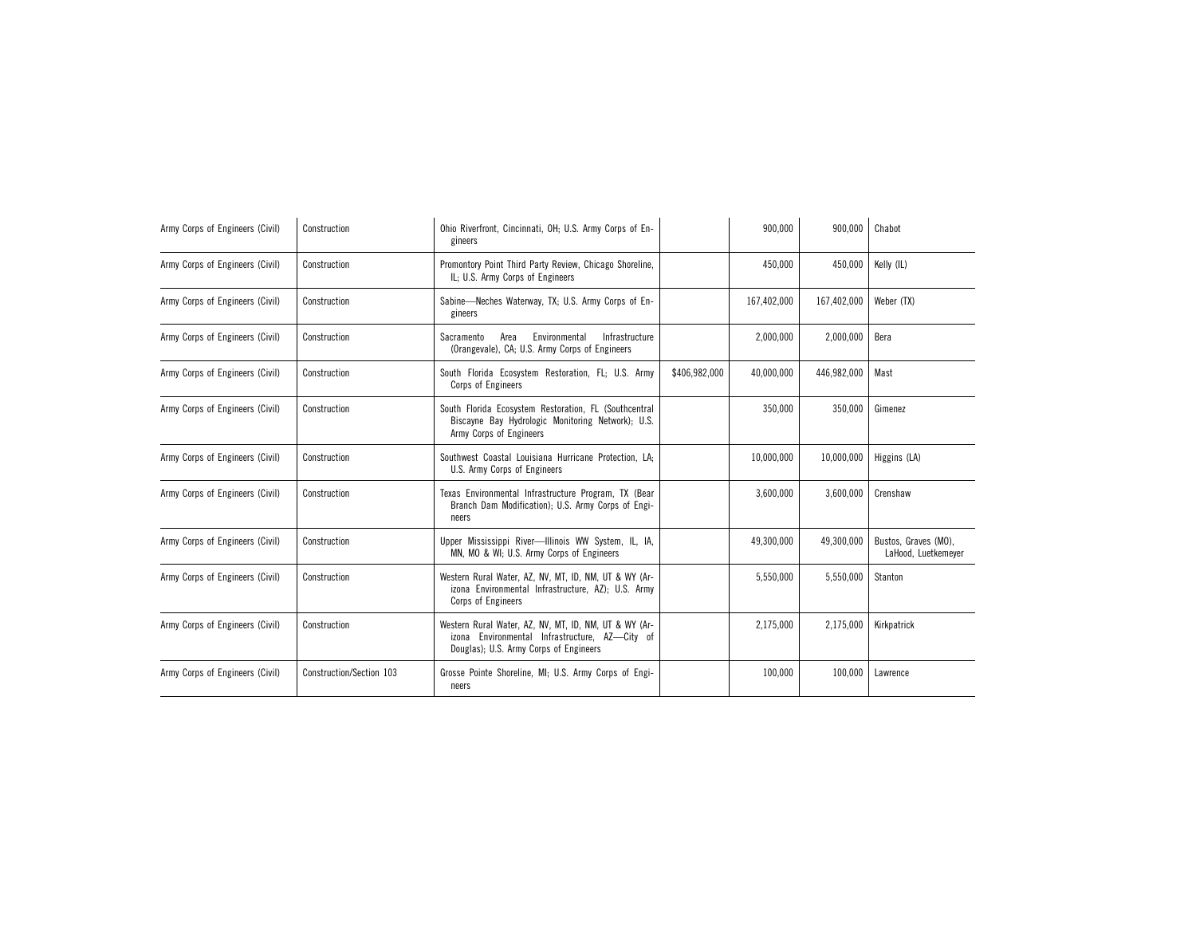| | | | | | | |
|---|---|---|---|---|---|---|
| Army Corps of Engineers (Civil) | Construction | Ohio Riverfront, Cincinnati, OH; U.S. Army Corps of Engineers | | 900,000 | 900,000 | Chabot |
| Army Corps of Engineers (Civil) | Construction | Promontory Point Third Party Review, Chicago Shoreline, IL; U.S. Army Corps of Engineers | | 450,000 | 450,000 | Kelly (IL) |
| Army Corps of Engineers (Civil) | Construction | Sabine—Neches Waterway, TX; U.S. Army Corps of Engineers | | 167,402,000 | 167,402,000 | Weber (TX) |
| Army Corps of Engineers (Civil) | Construction | Sacramento Area Environmental Infrastructure (Orangevale), CA; U.S. Army Corps of Engineers | | 2,000,000 | 2,000,000 | Bera |
| Army Corps of Engineers (Civil) | Construction | South Florida Ecosystem Restoration, FL; U.S. Army Corps of Engineers | $406,982,000 | 40,000,000 | 446,982,000 | Mast |
| Army Corps of Engineers (Civil) | Construction | South Florida Ecosystem Restoration, FL (Southcentral Biscayne Bay Hydrologic Monitoring Network); U.S. Army Corps of Engineers | | 350,000 | 350,000 | Gimenez |
| Army Corps of Engineers (Civil) | Construction | Southwest Coastal Louisiana Hurricane Protection, LA; U.S. Army Corps of Engineers | | 10,000,000 | 10,000,000 | Higgins (LA) |
| Army Corps of Engineers (Civil) | Construction | Texas Environmental Infrastructure Program, TX (Bear Branch Dam Modification); U.S. Army Corps of Engineers | | 3,600,000 | 3,600,000 | Crenshaw |
| Army Corps of Engineers (Civil) | Construction | Upper Mississippi River—Illinois WW System, IL, IA, MN, MO & WI; U.S. Army Corps of Engineers | | 49,300,000 | 49,300,000 | Bustos, Graves (MO), LaHood, Luetkemeyer |
| Army Corps of Engineers (Civil) | Construction | Western Rural Water, AZ, NV, MT, ID, NM, UT & WY (Arizona Environmental Infrastructure, AZ); U.S. Army Corps of Engineers | | 5,550,000 | 5,550,000 | Stanton |
| Army Corps of Engineers (Civil) | Construction | Western Rural Water, AZ, NV, MT, ID, NM, UT & WY (Arizona Environmental Infrastructure, AZ—City of Douglas); U.S. Army Corps of Engineers | | 2,175,000 | 2,175,000 | Kirkpatrick |
| Army Corps of Engineers (Civil) | Construction/Section 103 | Grosse Pointe Shoreline, MI; U.S. Army Corps of Engineers | | 100,000 | 100,000 | Lawrence |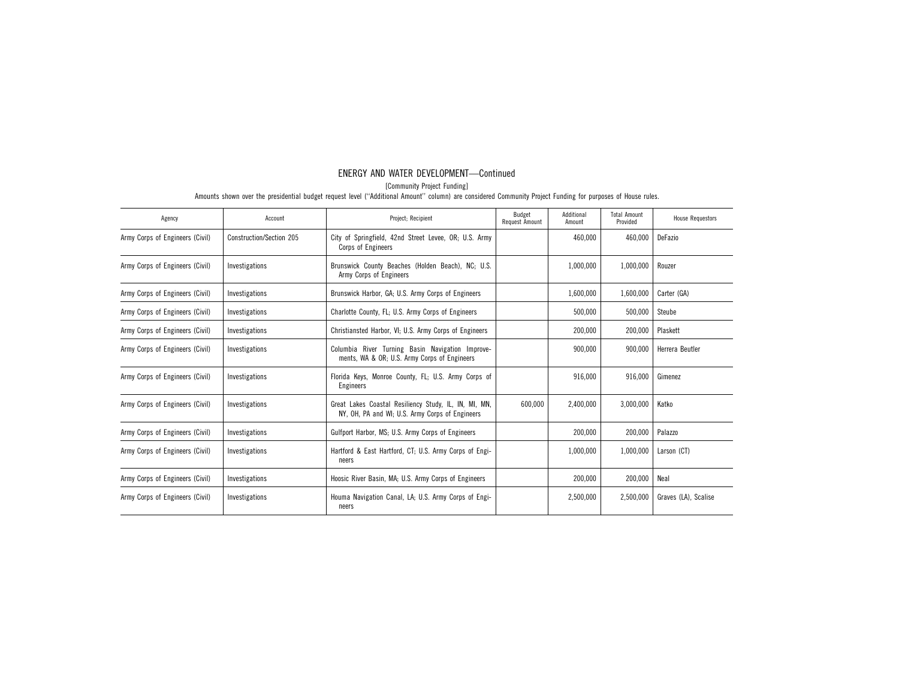# ENERGY AND WATER DEVELOPMENT—Continued

[Community Project Funding]

Amounts shown over the presidential budget request level (''Additional Amount'' column) are considered Community Project Funding for purposes of House rules.

| Agency | Account | Project; Recipient | Budget Request Amount | Additional Amount | Total Amount Provided | House Requestors |
|---|---|---|---|---|---|---|
| Army Corps of Engineers (Civil) | Construction/Section 205 | City of Springfield, 42nd Street Levee, OR; U.S. Army Corps of Engineers | | 460,000 | 460,000 | DeFazio |
| Army Corps of Engineers (Civil) | Investigations | Brunswick County Beaches (Holden Beach), NC; U.S. Army Corps of Engineers | | 1,000,000 | 1,000,000 | Rouzer |
| Army Corps of Engineers (Civil) | Investigations | Brunswick Harbor, GA; U.S. Army Corps of Engineers | | 1,600,000 | 1,600,000 | Carter (GA) |
| Army Corps of Engineers (Civil) | Investigations | Charlotte County, FL; U.S. Army Corps of Engineers | | 500,000 | 500,000 | Steube |
| Army Corps of Engineers (Civil) | Investigations | Christiansted Harbor, VI; U.S. Army Corps of Engineers | | 200,000 | 200,000 | Plaskett |
| Army Corps of Engineers (Civil) | Investigations | Columbia River Turning Basin Navigation Improvements, WA & OR; U.S. Army Corps of Engineers | | 900,000 | 900,000 | Herrera Beutler |
| Army Corps of Engineers (Civil) | Investigations | Florida Keys, Monroe County, FL; U.S. Army Corps of Engineers | | 916,000 | 916,000 | Gimenez |
| Army Corps of Engineers (Civil) | Investigations | Great Lakes Coastal Resiliency Study, IL, IN, MI, MN, NY, OH, PA and WI; U.S. Army Corps of Engineers | 600,000 | 2,400,000 | 3,000,000 | Katko |
| Army Corps of Engineers (Civil) | Investigations | Gulfport Harbor, MS; U.S. Army Corps of Engineers | | 200,000 | 200,000 | Palazzo |
| Army Corps of Engineers (Civil) | Investigations | Hartford & East Hartford, CT; U.S. Army Corps of Engineers | | 1,000,000 | 1,000,000 | Larson (CT) |
| Army Corps of Engineers (Civil) | Investigations | Hoosic River Basin, MA; U.S. Army Corps of Engineers | | 200,000 | 200,000 | Neal |
| Army Corps of Engineers (Civil) | Investigations | Houma Navigation Canal, LA; U.S. Army Corps of Engineers | | 2,500,000 | 2,500,000 | Graves (LA), Scalise |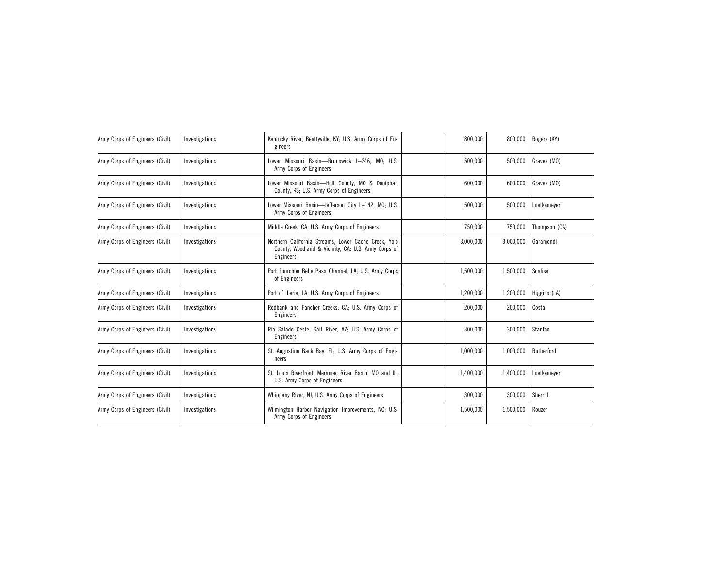| | | | | | | |
|---|---|---|---|---|---|---|
| Army Corps of Engineers (Civil) | Investigations | Kentucky River, Beattyville, KY; U.S. Army Corps of Engineers | | 800,000 | 800,000 | Rogers (KY) |
| Army Corps of Engineers (Civil) | Investigations | Lower Missouri Basin—Brunswick L–246, MO; U.S. Army Corps of Engineers | | 500,000 | 500,000 | Graves (MO) |
| Army Corps of Engineers (Civil) | Investigations | Lower Missouri Basin—Holt County, MO & Doniphan County, KS; U.S. Army Corps of Engineers | | 600,000 | 600,000 | Graves (MO) |
| Army Corps of Engineers (Civil) | Investigations | Lower Missouri Basin—Jefferson City L–142, MO; U.S. Army Corps of Engineers | | 500,000 | 500,000 | Luetkemeyer |
| Army Corps of Engineers (Civil) | Investigations | Middle Creek, CA; U.S. Army Corps of Engineers | | 750,000 | 750,000 | Thompson (CA) |
| Army Corps of Engineers (Civil) | Investigations | Northern California Streams, Lower Cache Creek, Yolo County, Woodland & Vicinity, CA; U.S. Army Corps of Engineers | | 3,000,000 | 3,000,000 | Garamendi |
| Army Corps of Engineers (Civil) | Investigations | Port Fourchon Belle Pass Channel, LA; U.S. Army Corps of Engineers | | 1,500,000 | 1,500,000 | Scalise |
| Army Corps of Engineers (Civil) | Investigations | Port of Iberia, LA; U.S. Army Corps of Engineers | | 1,200,000 | 1,200,000 | Higgins (LA) |
| Army Corps of Engineers (Civil) | Investigations | Redbank and Fancher Creeks, CA; U.S. Army Corps of Engineers | | 200,000 | 200,000 | Costa |
| Army Corps of Engineers (Civil) | Investigations | Rio Salado Oeste, Salt River, AZ; U.S. Army Corps of Engineers | | 300,000 | 300,000 | Stanton |
| Army Corps of Engineers (Civil) | Investigations | St. Augustine Back Bay, FL; U.S. Army Corps of Engineers | | 1,000,000 | 1,000,000 | Rutherford |
| Army Corps of Engineers (Civil) | Investigations | St. Louis Riverfront, Meramec River Basin, MO and IL; U.S. Army Corps of Engineers | | 1,400,000 | 1,400,000 | Luetkemeyer |
| Army Corps of Engineers (Civil) | Investigations | Whippany River, NJ; U.S. Army Corps of Engineers | | 300,000 | 300,000 | Sherrill |
| Army Corps of Engineers (Civil) | Investigations | Wilmington Harbor Navigation Improvements, NC; U.S. Army Corps of Engineers | | 1,500,000 | 1,500,000 | Rouzer |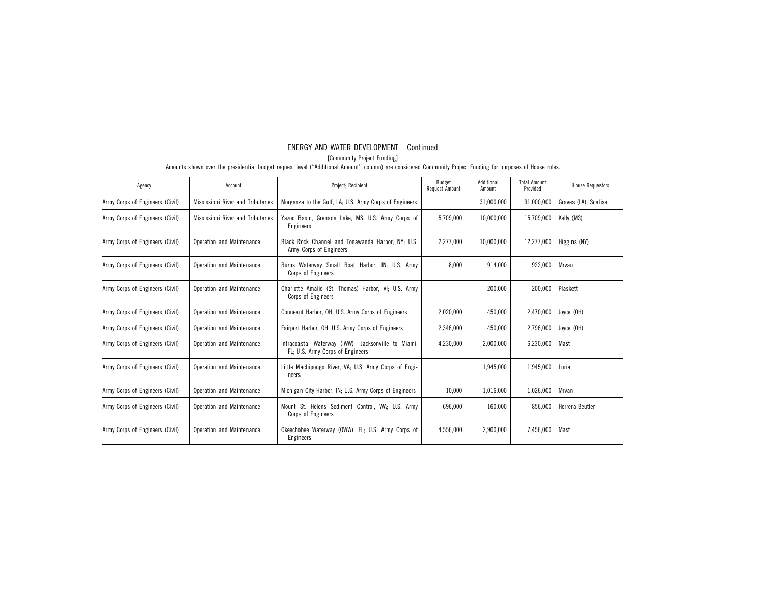## ENERGY AND WATER DEVELOPMENT—Continued

[Community Project Funding]

Amounts shown over the presidential budget request level (''Additional Amount'' column) are considered Community Project Funding for purposes of House rules.

| Agency | Account | Project; Recipient | Budget Request Amount | Additional Amount | Total Amount Provided | House Requestors |
|---|---|---|---|---|---|---|
| Army Corps of Engineers (Civil) | Mississippi River and Tributaries | Morganza to the Gulf, LA; U.S. Army Corps of Engineers | | 31,000,000 | 31,000,000 | Graves (LA), Scalise |
| Army Corps of Engineers (Civil) | Mississippi River and Tributaries | Yazoo Basin, Grenada Lake, MS; U.S. Army Corps of Engineers | 5,709,000 | 10,000,000 | 15,709,000 | Kelly (MS) |
| Army Corps of Engineers (Civil) | Operation and Maintenance | Black Rock Channel and Tonawanda Harbor, NY; U.S. Army Corps of Engineers | 2,277,000 | 10,000,000 | 12,277,000 | Higgins (NY) |
| Army Corps of Engineers (Civil) | Operation and Maintenance | Burns Waterway Small Boat Harbor, IN; U.S. Army Corps of Engineers | 8,000 | 914,000 | 922,000 | Mrvan |
| Army Corps of Engineers (Civil) | Operation and Maintenance | Charlotte Amalie (St. Thomas) Harbor, VI; U.S. Army Corps of Engineers | | 200,000 | 200,000 | Plaskett |
| Army Corps of Engineers (Civil) | Operation and Maintenance | Conneaut Harbor, OH; U.S. Army Corps of Engineers | 2,020,000 | 450,000 | 2,470,000 | Joyce (OH) |
| Army Corps of Engineers (Civil) | Operation and Maintenance | Fairport Harbor, OH; U.S. Army Corps of Engineers | 2,346,000 | 450,000 | 2,796,000 | Joyce (OH) |
| Army Corps of Engineers (Civil) | Operation and Maintenance | Intracoastal Waterway (IWW)—Jacksonville to Miami, FL; U.S. Army Corps of Engineers | 4,230,000 | 2,000,000 | 6,230,000 | Mast |
| Army Corps of Engineers (Civil) | Operation and Maintenance | Little Machipongo River, VA; U.S. Army Corps of Engineers | | 1,945,000 | 1,945,000 | Luria |
| Army Corps of Engineers (Civil) | Operation and Maintenance | Michigan City Harbor, IN; U.S. Army Corps of Engineers | 10,000 | 1,016,000 | 1,026,000 | Mrvan |
| Army Corps of Engineers (Civil) | Operation and Maintenance | Mount St. Helens Sediment Control, WA; U.S. Army Corps of Engineers | 696,000 | 160,000 | 856,000 | Herrera Beutler |
| Army Corps of Engineers (Civil) | Operation and Maintenance | Okeechobee Waterway (OWW), FL; U.S. Army Corps of Engineers | 4,556,000 | 2,900,000 | 7,456,000 | Mast |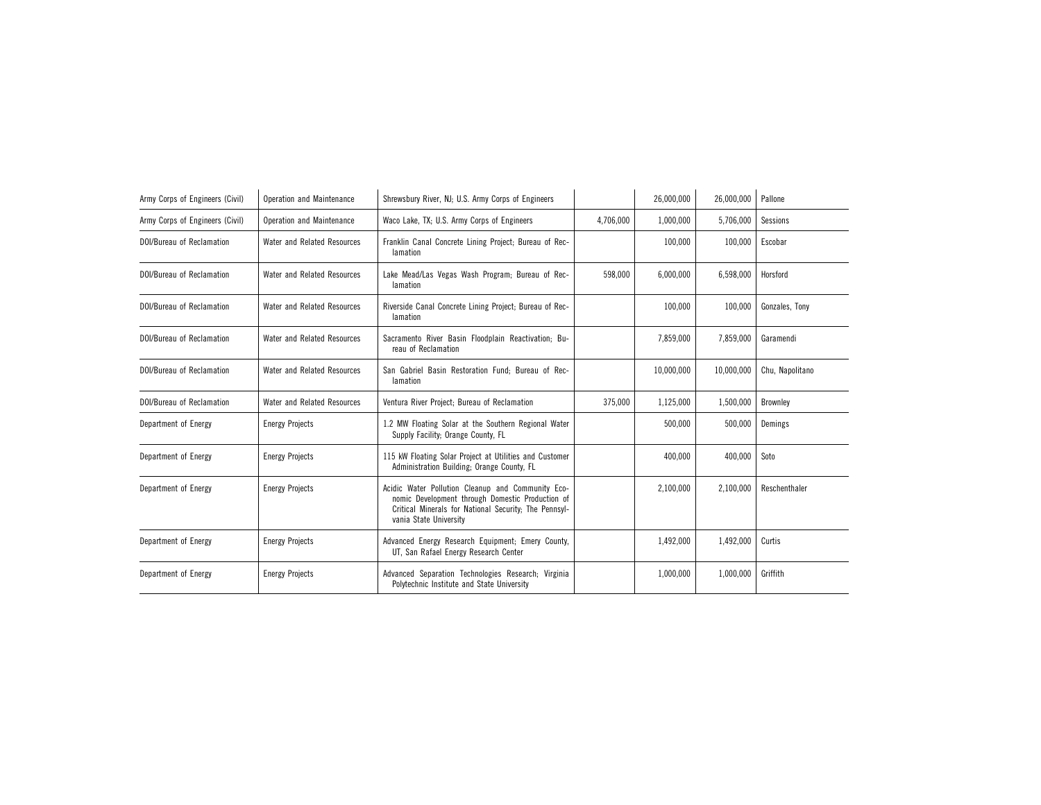| | | | | | | |
|---|---|---|---|---|---|---|
| Army Corps of Engineers (Civil) | Operation and Maintenance | Shrewsbury River, NJ; U.S. Army Corps of Engineers | | 26,000,000 | 26,000,000 | Pallone |
| Army Corps of Engineers (Civil) | Operation and Maintenance | Waco Lake, TX; U.S. Army Corps of Engineers | 4,706,000 | 1,000,000 | 5,706,000 | Sessions |
| DOI/Bureau of Reclamation | Water and Related Resources | Franklin Canal Concrete Lining Project; Bureau of Reclamation | | 100,000 | 100,000 | Escobar |
| DOI/Bureau of Reclamation | Water and Related Resources | Lake Mead/Las Vegas Wash Program; Bureau of Reclamation | 598,000 | 6,000,000 | 6,598,000 | Horsford |
| DOI/Bureau of Reclamation | Water and Related Resources | Riverside Canal Concrete Lining Project; Bureau of Reclamation | | 100,000 | 100,000 | Gonzales, Tony |
| DOI/Bureau of Reclamation | Water and Related Resources | Sacramento River Basin Floodplain Reactivation; Bureau of Reclamation | | 7,859,000 | 7,859,000 | Garamendi |
| DOI/Bureau of Reclamation | Water and Related Resources | San Gabriel Basin Restoration Fund; Bureau of Reclamation | | 10,000,000 | 10,000,000 | Chu, Napolitano |
| DOI/Bureau of Reclamation | Water and Related Resources | Ventura River Project; Bureau of Reclamation | 375,000 | 1,125,000 | 1,500,000 | Brownley |
| Department of Energy | Energy Projects | 1.2 MW Floating Solar at the Southern Regional Water Supply Facility; Orange County, FL | | 500,000 | 500,000 | Demings |
| Department of Energy | Energy Projects | 115 kW Floating Solar Project at Utilities and Customer Administration Building; Orange County, FL | | 400,000 | 400,000 | Soto |
| Department of Energy | Energy Projects | Acidic Water Pollution Cleanup and Community Economic Development through Domestic Production of Critical Minerals for National Security; The Pennsylvania State University | | 2,100,000 | 2,100,000 | Reschenthaler |
| Department of Energy | Energy Projects | Advanced Energy Research Equipment; Emery County, UT, San Rafael Energy Research Center | | 1,492,000 | 1,492,000 | Curtis |
| Department of Energy | Energy Projects | Advanced Separation Technologies Research; Virginia Polytechnic Institute and State University | | 1,000,000 | 1,000,000 | Griffith |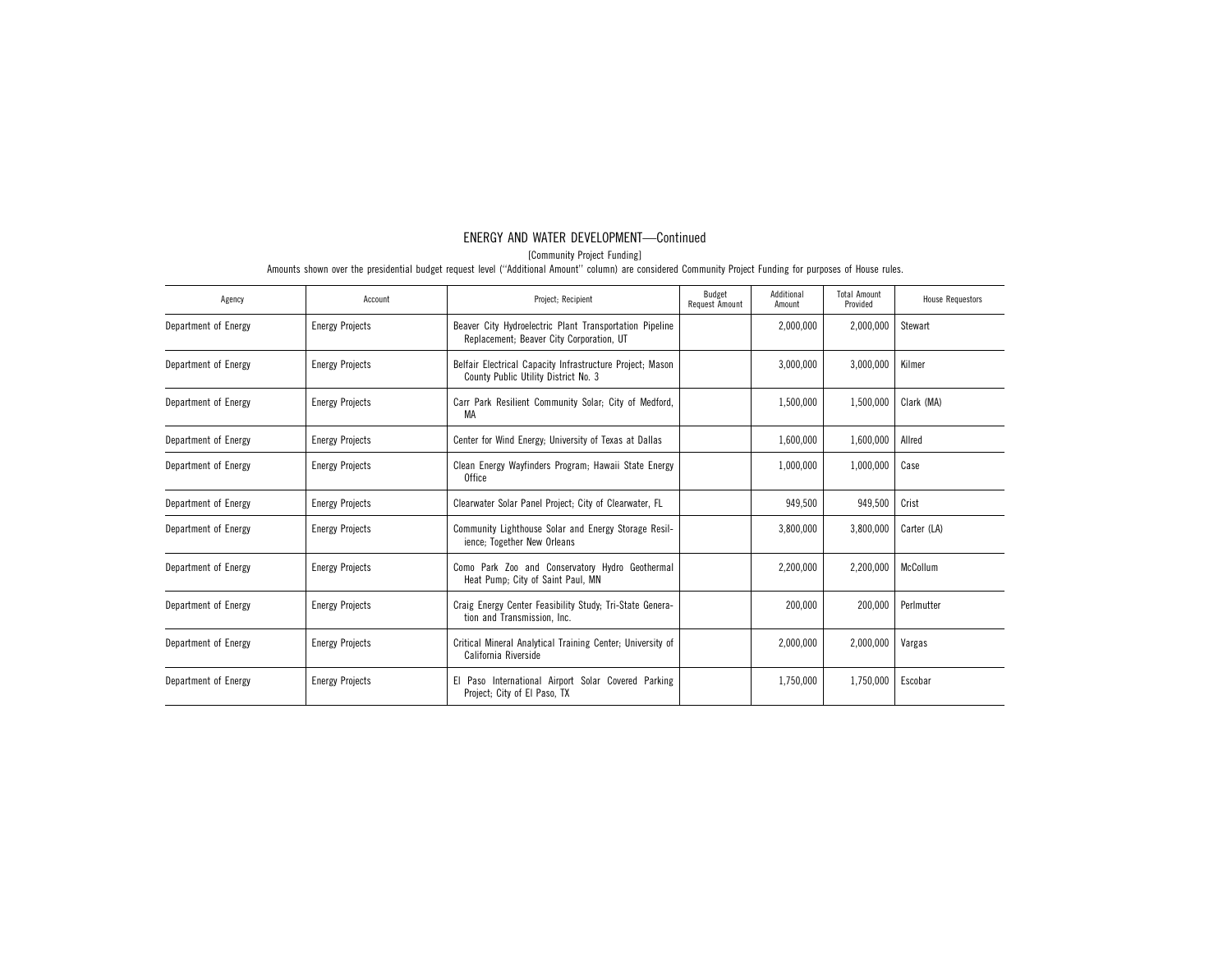# ENERGY AND WATER DEVELOPMENT—Continued

[Community Project Funding]

Amounts shown over the presidential budget request level (''Additional Amount'' column) are considered Community Project Funding for purposes of House rules.

| Agency | Account | Project; Recipient | Budget Request Amount | Additional Amount | Total Amount Provided | House Requestors |
|---|---|---|---|---|---|---|
| Department of Energy | Energy Projects | Beaver City Hydroelectric Plant Transportation Pipeline Replacement; Beaver City Corporation, UT | | 2,000,000 | 2,000,000 | Stewart |
| Department of Energy | Energy Projects | Belfair Electrical Capacity Infrastructure Project; Mason County Public Utility District No. 3 | | 3,000,000 | 3,000,000 | Kilmer |
| Department of Energy | Energy Projects | Carr Park Resilient Community Solar; City of Medford, MA | | 1,500,000 | 1,500,000 | Clark (MA) |
| Department of Energy | Energy Projects | Center for Wind Energy; University of Texas at Dallas | | 1,600,000 | 1,600,000 | Allred |
| Department of Energy | Energy Projects | Clean Energy Wayfinders Program; Hawaii State Energy Office | | 1,000,000 | 1,000,000 | Case |
| Department of Energy | Energy Projects | Clearwater Solar Panel Project; City of Clearwater, FL | | 949,500 | 949,500 | Crist |
| Department of Energy | Energy Projects | Community Lighthouse Solar and Energy Storage Resilience; Together New Orleans | | 3,800,000 | 3,800,000 | Carter (LA) |
| Department of Energy | Energy Projects | Como Park Zoo and Conservatory Hydro Geothermal Heat Pump; City of Saint Paul, MN | | 2,200,000 | 2,200,000 | McCollum |
| Department of Energy | Energy Projects | Craig Energy Center Feasibility Study; Tri-State Generation and Transmission, Inc. | | 200,000 | 200,000 | Perlmutter |
| Department of Energy | Energy Projects | Critical Mineral Analytical Training Center; University of California Riverside | | 2,000,000 | 2,000,000 | Vargas |
| Department of Energy | Energy Projects | El Paso International Airport Solar Covered Parking Project; City of El Paso, TX | | 1,750,000 | 1,750,000 | Escobar |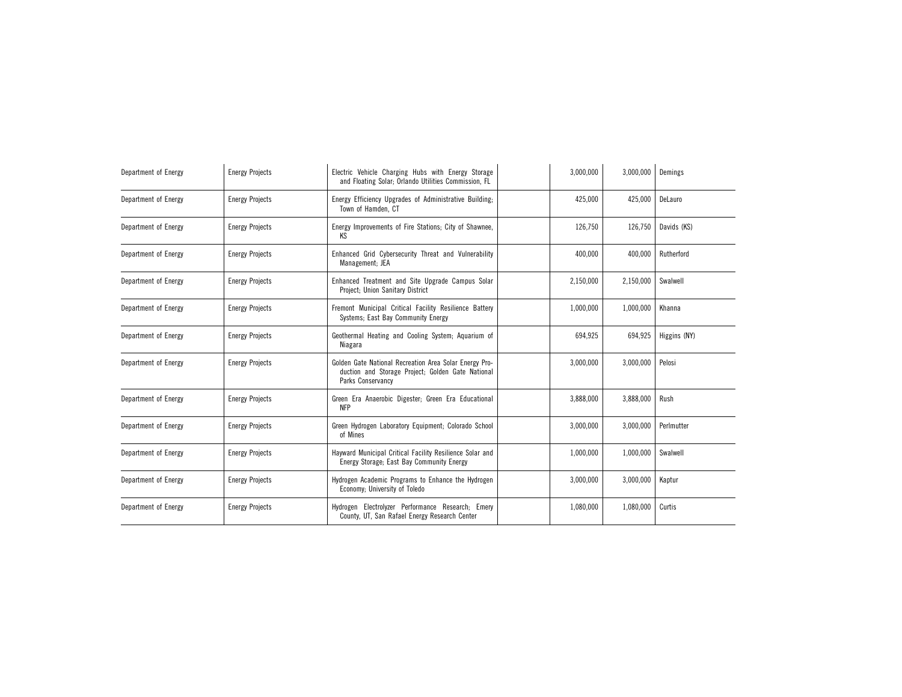| | | | | | | |
|---|---|---|---|---|---|---|
| Department of Energy | Energy Projects | Electric Vehicle Charging Hubs with Energy Storage and Floating Solar; Orlando Utilities Commission, FL | | 3,000,000 | 3,000,000 | Demings |
| Department of Energy | Energy Projects | Energy Efficiency Upgrades of Administrative Building; Town of Hamden, CT | | 425,000 | 425,000 | DeLauro |
| Department of Energy | Energy Projects | Energy Improvements of Fire Stations; City of Shawnee, KS | | 126,750 | 126,750 | Davids (KS) |
| Department of Energy | Energy Projects | Enhanced Grid Cybersecurity Threat and Vulnerability Management; JEA | | 400,000 | 400,000 | Rutherford |
| Department of Energy | Energy Projects | Enhanced Treatment and Site Upgrade Campus Solar Project; Union Sanitary District | | 2,150,000 | 2,150,000 | Swalwell |
| Department of Energy | Energy Projects | Fremont Municipal Critical Facility Resilience Battery Systems; East Bay Community Energy | | 1,000,000 | 1,000,000 | Khanna |
| Department of Energy | Energy Projects | Geothermal Heating and Cooling System; Aquarium of Niagara | | 694,925 | 694,925 | Higgins (NY) |
| Department of Energy | Energy Projects | Golden Gate National Recreation Area Solar Energy Production and Storage Project; Golden Gate National Parks Conservancy | | 3,000,000 | 3,000,000 | Pelosi |
| Department of Energy | Energy Projects | Green Era Anaerobic Digester; Green Era Educational NFP | | 3,888,000 | 3,888,000 | Rush |
| Department of Energy | Energy Projects | Green Hydrogen Laboratory Equipment; Colorado School of Mines | | 3,000,000 | 3,000,000 | Perlmutter |
| Department of Energy | Energy Projects | Hayward Municipal Critical Facility Resilience Solar and Energy Storage; East Bay Community Energy | | 1,000,000 | 1,000,000 | Swalwell |
| Department of Energy | Energy Projects | Hydrogen Academic Programs to Enhance the Hydrogen Economy; University of Toledo | | 3,000,000 | 3,000,000 | Kaptur |
| Department of Energy | Energy Projects | Hydrogen Electrolyzer Performance Research; Emery County, UT, San Rafael Energy Research Center | | 1,080,000 | 1,080,000 | Curtis |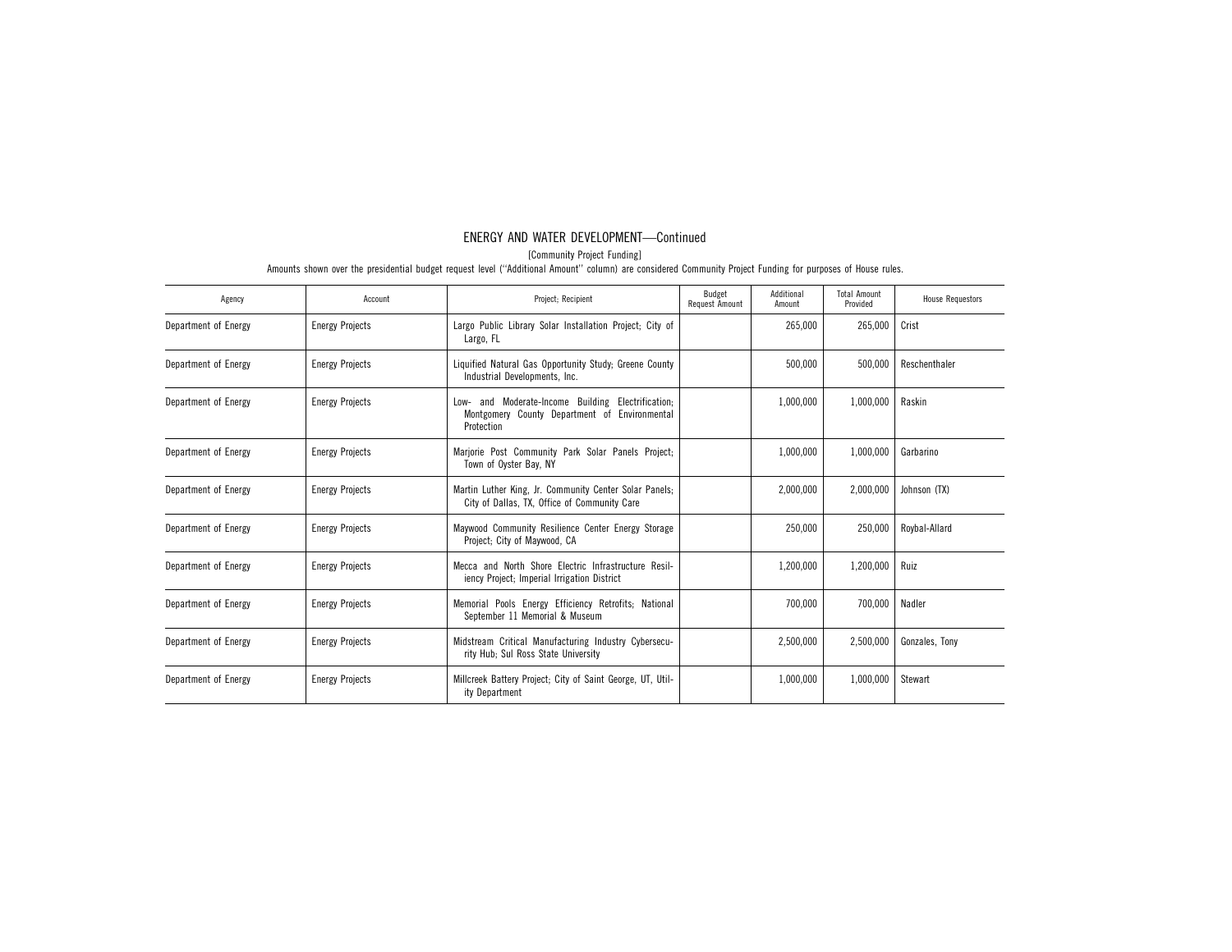# ENERGY AND WATER DEVELOPMENT—Continued

[Community Project Funding]

Amounts shown over the presidential budget request level (''Additional Amount'' column) are considered Community Project Funding for purposes of House rules.

| Agency | Account | Project; Recipient | Budget Request Amount | Additional Amount | Total Amount Provided | House Requestors |
|---|---|---|---|---|---|---|
| Department of Energy | Energy Projects | Largo Public Library Solar Installation Project; City of Largo, FL | | 265,000 | 265,000 | Crist |
| Department of Energy | Energy Projects | Liquified Natural Gas Opportunity Study; Greene County Industrial Developments, Inc. | | 500,000 | 500,000 | Reschenthaler |
| Department of Energy | Energy Projects | Low- and Moderate-Income Building Electrification; Montgomery County Department of Environmental Protection | | 1,000,000 | 1,000,000 | Raskin |
| Department of Energy | Energy Projects | Marjorie Post Community Park Solar Panels Project; Town of Oyster Bay, NY | | 1,000,000 | 1,000,000 | Garbarino |
| Department of Energy | Energy Projects | Martin Luther King, Jr. Community Center Solar Panels; City of Dallas, TX, Office of Community Care | | 2,000,000 | 2,000,000 | Johnson (TX) |
| Department of Energy | Energy Projects | Maywood Community Resilience Center Energy Storage Project; City of Maywood, CA | | 250,000 | 250,000 | Roybal-Allard |
| Department of Energy | Energy Projects | Mecca and North Shore Electric Infrastructure Resiliency Project; Imperial Irrigation District | | 1,200,000 | 1,200,000 | Ruiz |
| Department of Energy | Energy Projects | Memorial Pools Energy Efficiency Retrofits; National September 11 Memorial & Museum | | 700,000 | 700,000 | Nadler |
| Department of Energy | Energy Projects | Midstream Critical Manufacturing Industry Cybersecurity Hub; Sul Ross State University | | 2,500,000 | 2,500,000 | Gonzales, Tony |
| Department of Energy | Energy Projects | Millcreek Battery Project; City of Saint George, UT, Utility Department | | 1,000,000 | 1,000,000 | Stewart |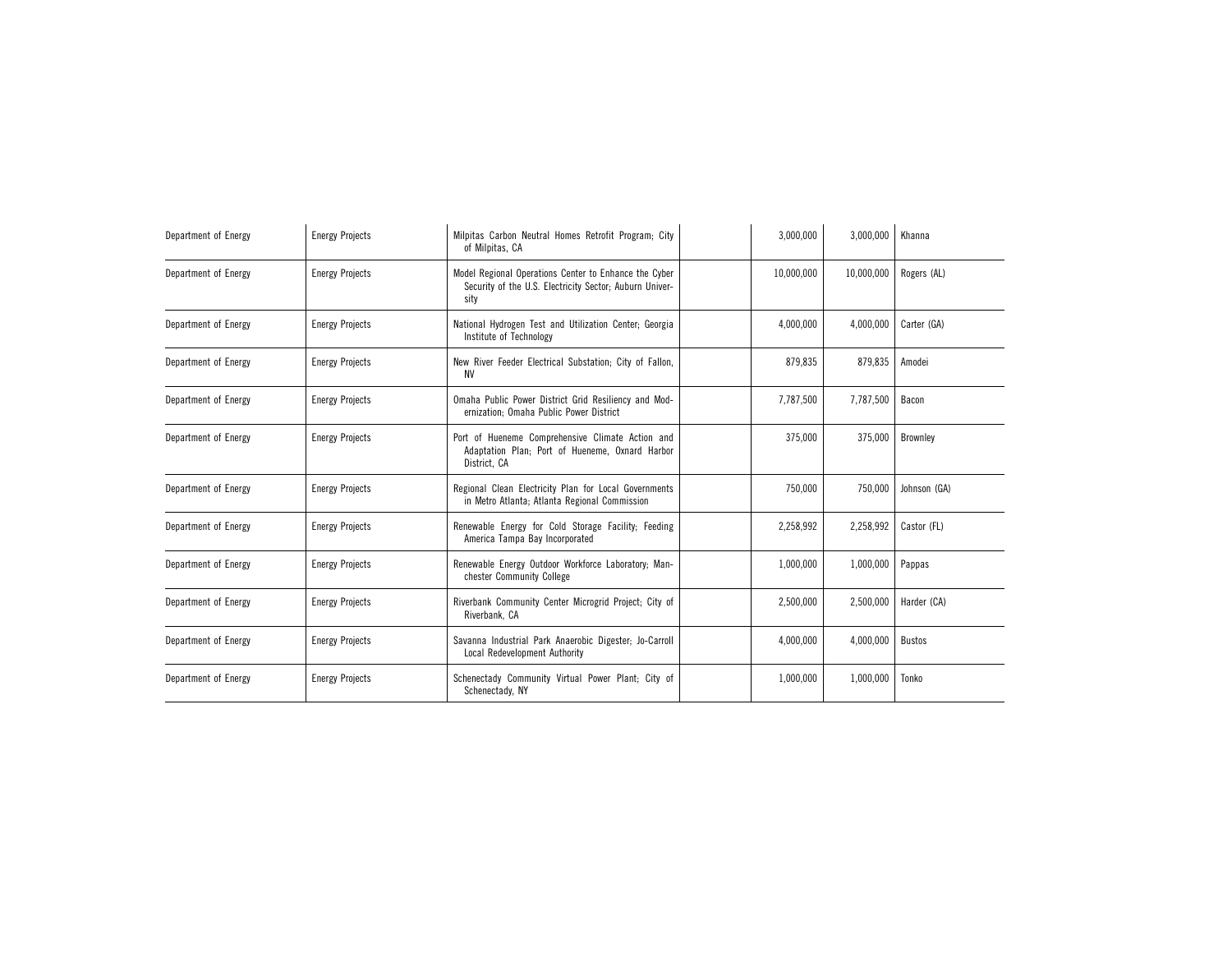| | | | | | | |
|---|---|---|---|---|---|---|
| Department of Energy | Energy Projects | Milpitas Carbon Neutral Homes Retrofit Program; City of Milpitas, CA | | 3,000,000 | 3,000,000 | Khanna |
| Department of Energy | Energy Projects | Model Regional Operations Center to Enhance the Cyber Security of the U.S. Electricity Sector; Auburn University | | 10,000,000 | 10,000,000 | Rogers (AL) |
| Department of Energy | Energy Projects | National Hydrogen Test and Utilization Center; Georgia Institute of Technology | | 4,000,000 | 4,000,000 | Carter (GA) |
| Department of Energy | Energy Projects | New River Feeder Electrical Substation; City of Fallon, NV | | 879,835 | 879,835 | Amodei |
| Department of Energy | Energy Projects | Omaha Public Power District Grid Resiliency and Modernization; Omaha Public Power District | | 7,787,500 | 7,787,500 | Bacon |
| Department of Energy | Energy Projects | Port of Hueneme Comprehensive Climate Action and Adaptation Plan; Port of Hueneme, Oxnard Harbor District, CA | | 375,000 | 375,000 | Brownley |
| Department of Energy | Energy Projects | Regional Clean Electricity Plan for Local Governments in Metro Atlanta; Atlanta Regional Commission | | 750,000 | 750,000 | Johnson (GA) |
| Department of Energy | Energy Projects | Renewable Energy for Cold Storage Facility; Feeding America Tampa Bay Incorporated | | 2,258,992 | 2,258,992 | Castor (FL) |
| Department of Energy | Energy Projects | Renewable Energy Outdoor Workforce Laboratory; Manchester Community College | | 1,000,000 | 1,000,000 | Pappas |
| Department of Energy | Energy Projects | Riverbank Community Center Microgrid Project; City of Riverbank, CA | | 2,500,000 | 2,500,000 | Harder (CA) |
| Department of Energy | Energy Projects | Savanna Industrial Park Anaerobic Digester; Jo-Carroll Local Redevelopment Authority | | 4,000,000 | 4,000,000 | Bustos |
| Department of Energy | Energy Projects | Schenectady Community Virtual Power Plant; City of Schenectady, NY | | 1,000,000 | 1,000,000 | Tonko |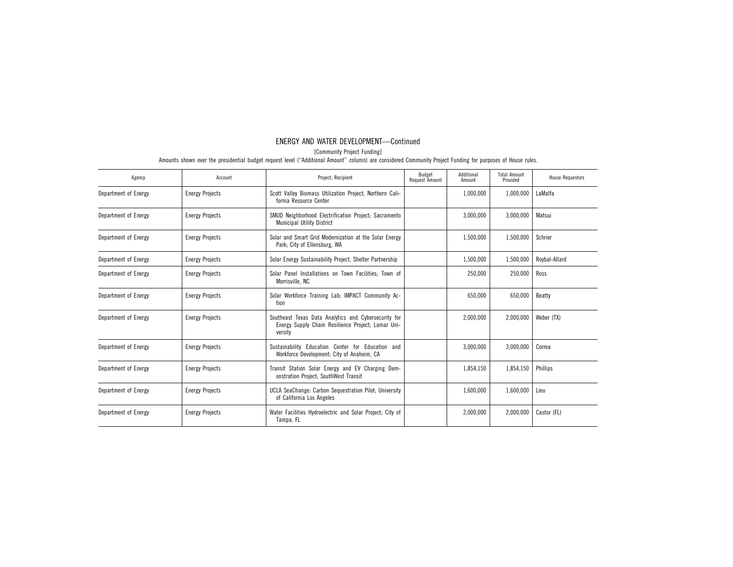## ENERGY AND WATER DEVELOPMENT—Continued

[Community Project Funding]

Amounts shown over the presidential budget request level (''Additional Amount'' column) are considered Community Project Funding for purposes of House rules.

| Agency | Account | Project; Recipient | Budget Request Amount | Additional Amount | Total Amount Provided | House Requestors |
|---|---|---|---|---|---|---|
| Department of Energy | Energy Projects | Scott Valley Biomass Utilization Project; Northern California Resource Center | | 1,000,000 | 1,000,000 | LaMalfa |
| Department of Energy | Energy Projects | SMUD Neighborhood Electrification Project; Sacramento Municipal Utility District | | 3,000,000 | 3,000,000 | Matsui |
| Department of Energy | Energy Projects | Solar and Smart Grid Modernization at the Solar Energy Park; City of Ellensburg, WA | | 1,500,000 | 1,500,000 | Schrier |
| Department of Energy | Energy Projects | Solar Energy Sustainability Project; Shelter Partnership | | 1,500,000 | 1,500,000 | Roybal-Allard |
| Department of Energy | Energy Projects | Solar Panel Installations on Town Facilities; Town of Morrisville, NC | | 250,000 | 250,000 | Ross |
| Department of Energy | Energy Projects | Solar Workforce Training Lab; IMPACT Community Action | | 650,000 | 650,000 | Beatty |
| Department of Energy | Energy Projects | Southeast Texas Data Analytics and Cybersecurity for Energy Supply Chain Resilience Project; Lamar University | | 2,000,000 | 2,000,000 | Weber (TX) |
| Department of Energy | Energy Projects | Sustainability Education Center for Education and Workforce Development; City of Anaheim, CA | | 3,000,000 | 3,000,000 | Correa |
| Department of Energy | Energy Projects | Transit Station Solar Energy and EV Charging Demonstration Project; SouthWest Transit | | 1,854,150 | 1,854,150 | Phillips |
| Department of Energy | Energy Projects | UCLA SeaChange: Carbon Sequestration Pilot; University of California Los Angeles | | 1,600,000 | 1,600,000 | Lieu |
| Department of Energy | Energy Projects | Water Facilities Hydroelectric and Solar Project; City of Tampa, FL | | 2,000,000 | 2,000,000 | Castor (FL) |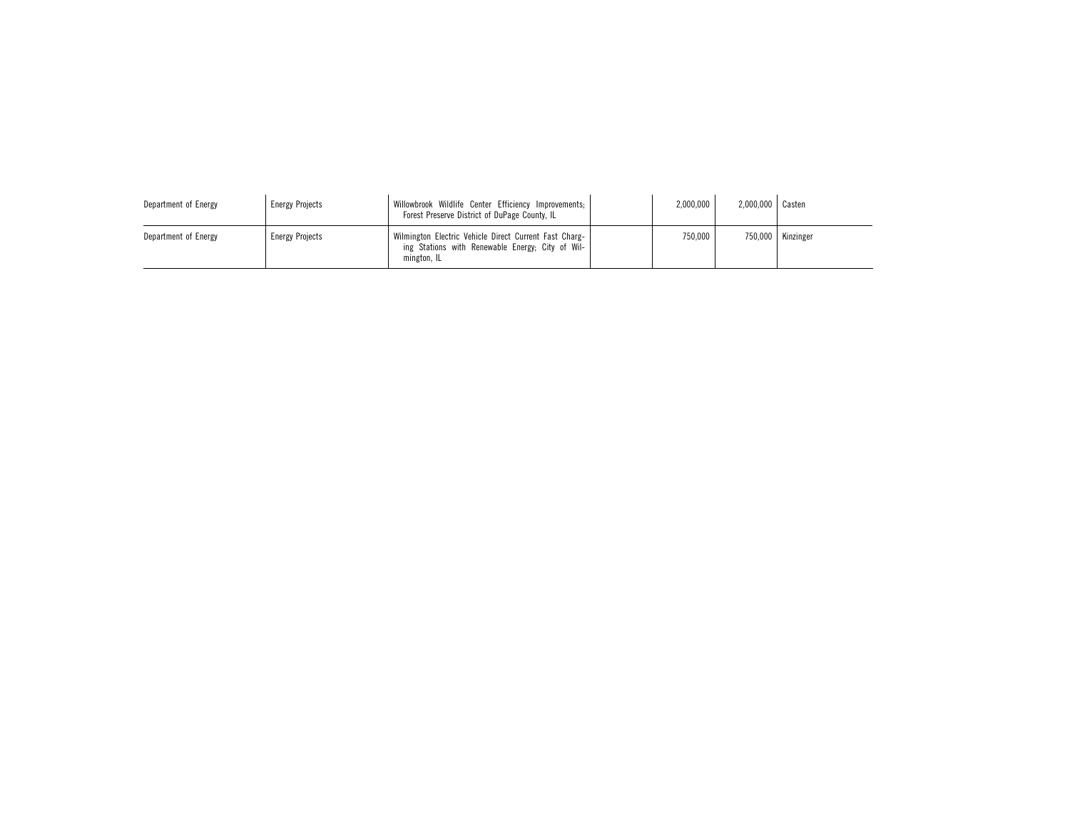| | | | | | | |
|---|---|---|---|---|---|---|
| Department of Energy | Energy Projects | Willowbrook Wildlife Center Efficiency Improvements; Forest Preserve District of DuPage County, IL | | 2,000,000 | 2,000,000 | Casten |
| Department of Energy | Energy Projects | Wilmington Electric Vehicle Direct Current Fast Charging Stations with Renewable Energy; City of Wilmington, IL | | 750,000 | 750,000 | Kinzinger |